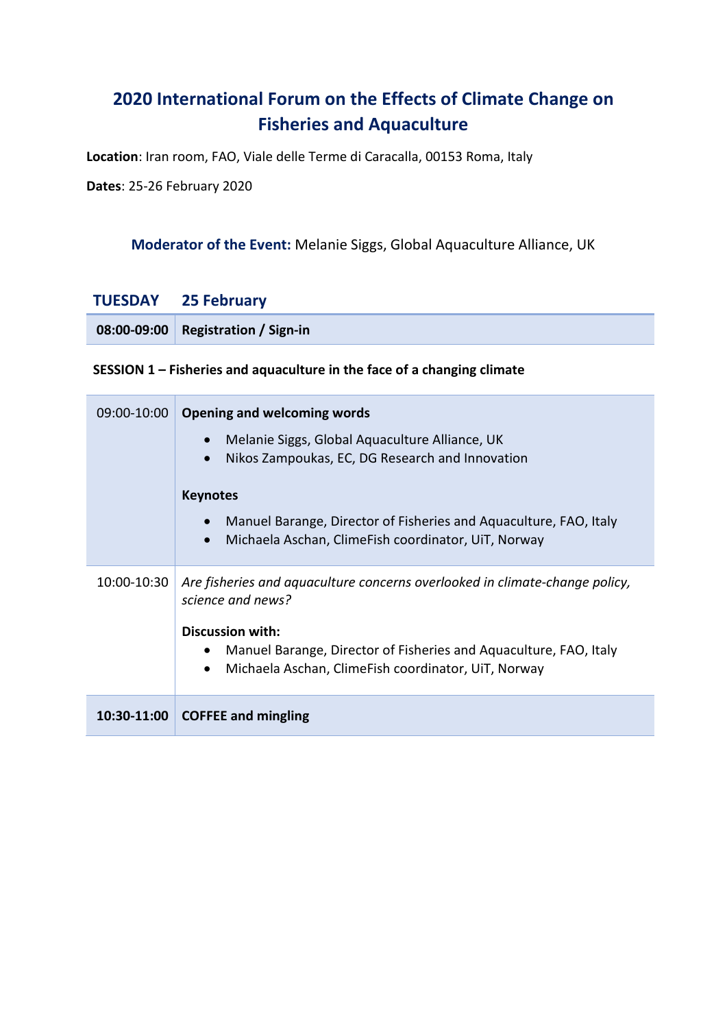# 2020 International Forum on the Effects of Climate Change on Fisheries and Aquaculture

**Location**: Iran room, FAO, Viale delle Terme di Caracalla, 00153 Roma, Italy

**Dates**: 25-26 February 2020

**Moderator of the Event:** Melanie Siggs, Global Aquaculture Alliance, UK

## TUESDAY 25 February

| | |
|---|---|
| **08:00-09:00** | **Registration / Sign-in** |

**SESSION 1 – Fisheries and aquaculture in the face of a changing climate**

| | |
|---|---|
| 09:00-10:00 | **Opening and welcoming words**<br>• Melanie Siggs, Global Aquaculture Alliance, UK<br>• Nikos Zampoukas, EC, DG Research and Innovation<br><br>**Keynotes**<br>• Manuel Barange, Director of Fisheries and Aquaculture, FAO, Italy<br>• Michaela Aschan, ClimeFish coordinator, UiT, Norway |
| 10:00-10:30 | *Are fisheries and aquaculture concerns overlooked in climate-change policy, science and news?*<br><br>**Discussion with:**<br>• Manuel Barange, Director of Fisheries and Aquaculture, FAO, Italy<br>• Michaela Aschan, ClimeFish coordinator, UiT, Norway |
| **10:30-11:00** | **COFFEE and mingling** |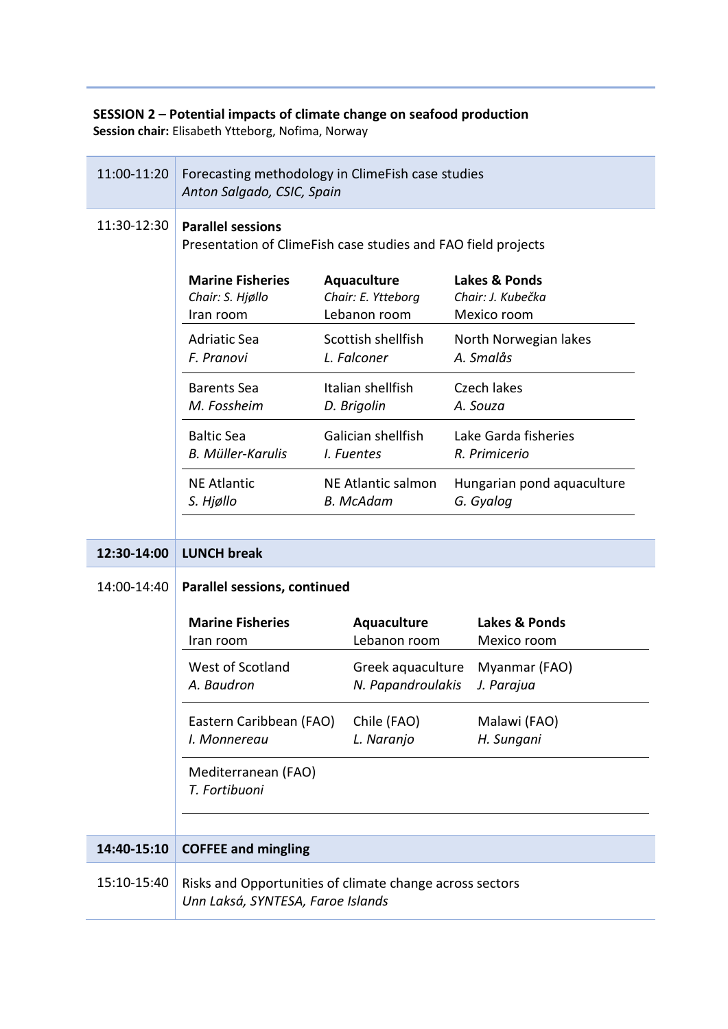**SESSION 2 – Potential impacts of climate change on seafood production**
**Session chair:** Elisabeth Ytteborg, Nofima, Norway

| | |
|---|---|
| 11:00-11:20 | Forecasting methodology in ClimeFish case studies<br>*Anton Salgado, CSIC, Spain* |
| 11:30-12:30 | **Parallel sessions**<br>Presentation of ClimeFish case studies and FAO field projects |

| **Marine Fisheries**<br>*Chair: S. Hjøllo*<br>Iran room | **Aquaculture**<br>*Chair: E. Ytteborg*<br>Lebanon room | **Lakes & Ponds**<br>*Chair: J. Kubečka*<br>Mexico room |
|---|---|---|
| Adriatic Sea<br>*F. Pranovi* | Scottish shellfish<br>*L. Falconer* | North Norwegian lakes<br>*A. Smalås* |
| Barents Sea<br>*M. Fossheim* | Italian shellfish<br>*D. Brigolin* | Czech lakes<br>*A. Souza* |
| Baltic Sea<br>*B. Müller-Karulis* | Galician shellfish<br>*I. Fuentes* | Lake Garda fisheries<br>*R. Primicerio* |
| NE Atlantic<br>*S. Hjøllo* | NE Atlantic salmon<br>*B. McAdam* | Hungarian pond aquaculture<br>*G. Gyalog* |

| | |
|---|---|
| **12:30-14:00** | **LUNCH break** |
| 14:00-14:40 | **Parallel sessions, continued** |

| **Marine Fisheries**<br>Iran room | **Aquaculture**<br>Lebanon room | **Lakes & Ponds**<br>Mexico room |
|---|---|---|
| West of Scotland<br>*A. Baudron* | Greek aquaculture<br>*N. Papandroulakis* | Myanmar (FAO)<br>*J. Parajua* |
| Eastern Caribbean (FAO)<br>*I. Monnereau* | Chile (FAO)<br>*L. Naranjo* | Malawi (FAO)<br>*H. Sungani* |
| Mediterranean (FAO)<br>*T. Fortibuoni* | | |

| | |
|---|---|
| **14:40-15:10** | **COFFEE and mingling** |
| 15:10-15:40 | Risks and Opportunities of climate change across sectors<br>*Unn Laksá, SYNTESA, Faroe Islands* |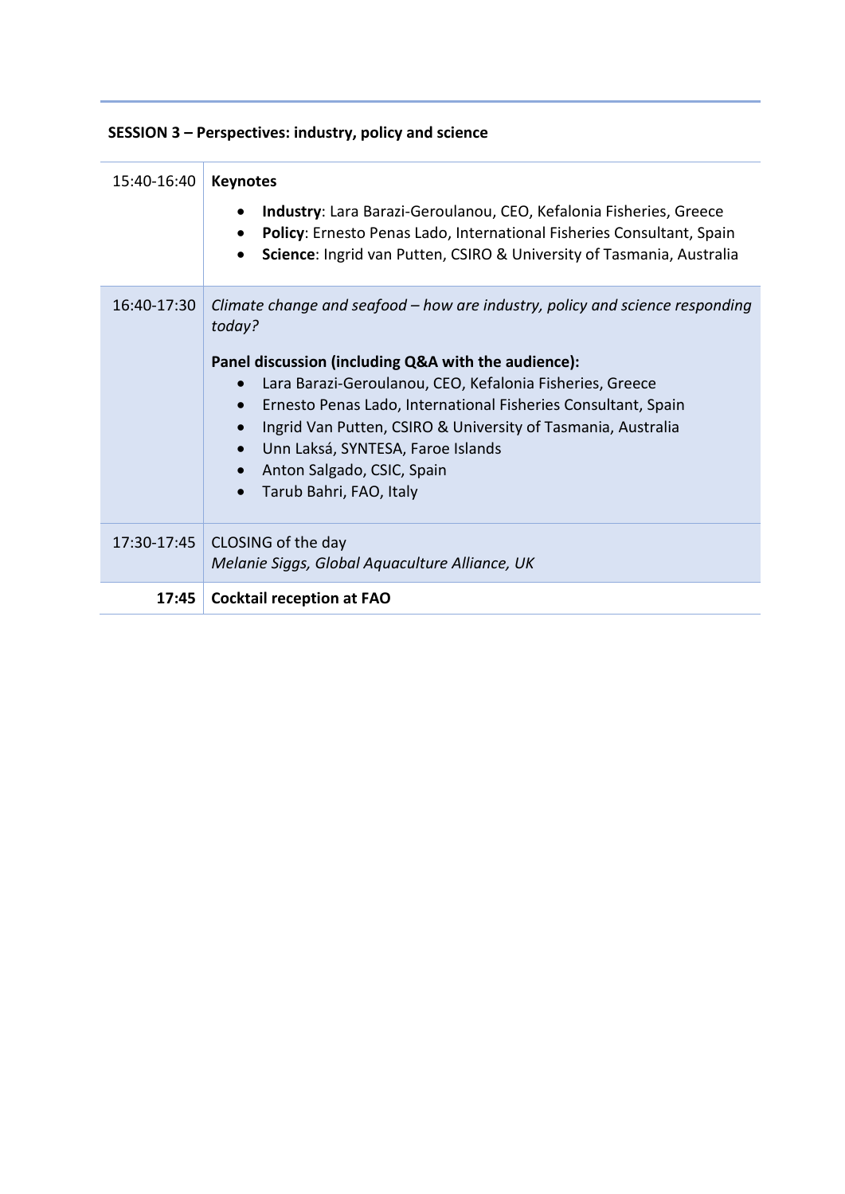**SESSION 3 – Perspectives: industry, policy and science**

| | |
|---|---|
| 15:40-16:40 | **Keynotes**<br>• **Industry**: Lara Barazi-Geroulanou, CEO, Kefalonia Fisheries, Greece<br>• **Policy**: Ernesto Penas Lado, International Fisheries Consultant, Spain<br>• **Science**: Ingrid van Putten, CSIRO & University of Tasmania, Australia |
| 16:40-17:30 | *Climate change and seafood – how are industry, policy and science responding today?*<br>**Panel discussion (including Q&A with the audience):**<br>• Lara Barazi-Geroulanou, CEO, Kefalonia Fisheries, Greece<br>• Ernesto Penas Lado, International Fisheries Consultant, Spain<br>• Ingrid Van Putten, CSIRO & University of Tasmania, Australia<br>• Unn Laksá, SYNTESA, Faroe Islands<br>• Anton Salgado, CSIC, Spain<br>• Tarub Bahri, FAO, Italy |
| 17:30-17:45 | CLOSING of the day<br>*Melanie Siggs, Global Aquaculture Alliance, UK* |
| **17:45** | **Cocktail reception at FAO** |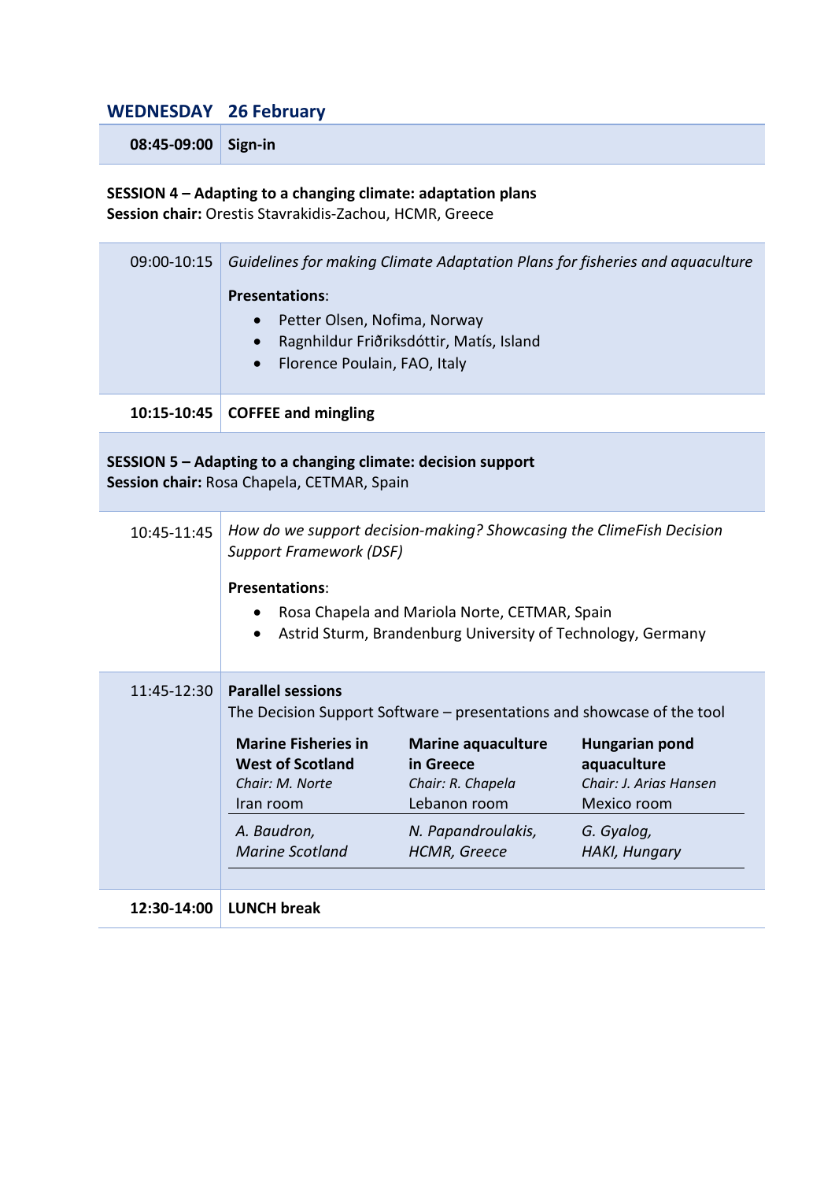## WEDNESDAY 26 February

| | |
|---|---|
| **08:45-09:00** | **Sign-in** |

**SESSION 4 – Adapting to a changing climate: adaptation plans**
**Session chair:** Orestis Stavrakidis-Zachou, HCMR, Greece

09:00-10:15 *Guidelines for making Climate Adaptation Plans for fisheries and aquaculture*

**Presentations**:

- Petter Olsen, Nofima, Norway
- Ragnhildur Friðriksdóttir, Matís, Island
- Florence Poulain, FAO, Italy

| | |
|---|---|
| **10:15-10:45** | **COFFEE and mingling** |

**SESSION 5 – Adapting to a changing climate: decision support**
**Session chair:** Rosa Chapela, CETMAR, Spain

10:45-11:45 *How do we support decision-making? Showcasing the ClimeFish Decision Support Framework (DSF)*

**Presentations**:

- Rosa Chapela and Mariola Norte, CETMAR, Spain
- Astrid Sturm, Brandenburg University of Technology, Germany

11:45-12:30 **Parallel sessions**
The Decision Support Software – presentations and showcase of the tool

| **Marine Fisheries in West of Scotland** | **Marine aquaculture in Greece** | **Hungarian pond aquaculture** |
|---|---|---|
| *Chair: M. Norte* | *Chair: R. Chapela* | *Chair: J. Arias Hansen* |
| Iran room | Lebanon room | Mexico room |
| *A. Baudron, Marine Scotland* | *N. Papandroulakis, HCMR, Greece* | *G. Gyalog, HAKI, Hungary* |

| | |
|---|---|
| **12:30-14:00** | **LUNCH break** |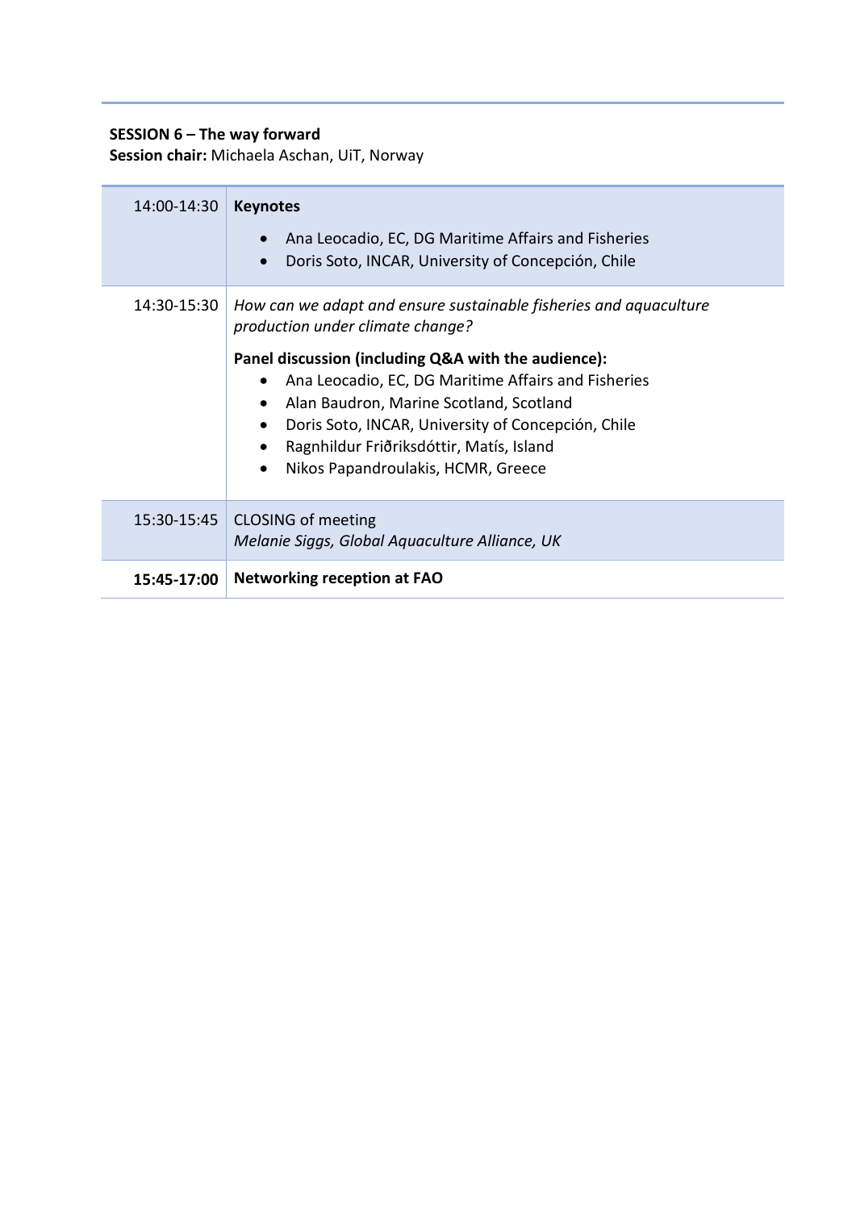**SESSION 6 – The way forward**
**Session chair:** Michaela Aschan, UiT, Norway

| | |
|---|---|
| 14:00-14:30 | **Keynotes**<br>• Ana Leocadio, EC, DG Maritime Affairs and Fisheries<br>• Doris Soto, INCAR, University of Concepción, Chile |
| 14:30-15:30 | *How can we adapt and ensure sustainable fisheries and aquaculture production under climate change?*<br>**Panel discussion (including Q&A with the audience):**<br>• Ana Leocadio, EC, DG Maritime Affairs and Fisheries<br>• Alan Baudron, Marine Scotland, Scotland<br>• Doris Soto, INCAR, University of Concepción, Chile<br>• Ragnhildur Friðriksdóttir, Matís, Island<br>• Nikos Papandroulakis, HCMR, Greece |
| 15:30-15:45 | CLOSING of meeting<br>*Melanie Siggs, Global Aquaculture Alliance, UK* |
| **15:45-17:00** | **Networking reception at FAO** |